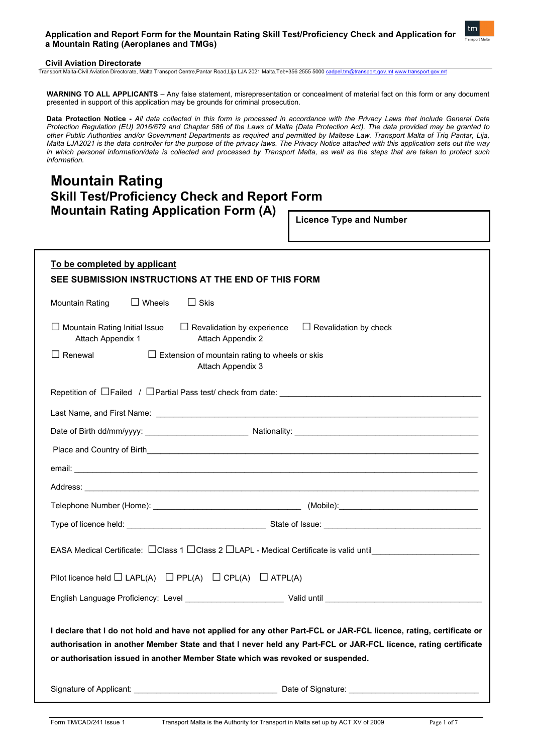**Application and Report Form for the Mountain Rating Skill Test/Proficiency Check and Application for a Mountain Rating (Aeroplanes and TMGs)**

**Civil Aviation Directorate**

Transport Malta-Civil Aviation Directorate, Malta Transport Centre,Pantar Road,Lija LJA 2021 Malta.Tel:+356 2555 5000 cadpel.tm@transport.gov.mt www.transport.gov.mt

**WARNING TO ALL APPLICANTS** – Any false statement, misrepresentation or concealment of material fact on this form or any document presented in support of this application may be grounds for criminal prosecution.

***Data Protection Notice -*** *All data collected in this form is processed in accordance with the Privacy Laws that include General Data Protection Regulation (EU) 2016/679 and Chapter 586 of the Laws of Malta (Data Protection Act). The data provided may be granted to other Public Authorities and/or Government Departments as required and permitted by Maltese Law. Transport Malta of Triq Pantar, Lija, Malta LJA2021 is the data controller for the purpose of the privacy laws. The Privacy Notice attached with this application sets out the way in which personal information/data is collected and processed by Transport Malta, as well as the steps that are taken to protect such information.*

# Mountain Rating
## Skill Test/Proficiency Check and Report Form
## Mountain Rating Application Form (A)

**Licence Type and Number**

**To be completed by applicant**

**SEE SUBMISSION INSTRUCTIONS AT THE END OF THIS FORM**

Mountain Rating ☐ Wheels ☐ Skis

☐ Mountain Rating Initial Issue Attach Appendix 1 ☐ Revalidation by experience Attach Appendix 2 ☐ Revalidation by check

☐ Renewal ☐ Extension of mountain rating to wheels or skis Attach Appendix 3

Repetition of ☐Failed / ☐Partial Pass test/ check from date: ______________________

Last Name, and First Name: ______________________

Date of Birth dd/mm/yyyy: ______________________ Nationality: ______________________

Place and Country of Birth______________________

email: ______________________

Address: ______________________

Telephone Number (Home): ______________________ (Mobile):______________________

Type of licence held: ______________________ State of Issue: ______________________

EASA Medical Certificate: ☐Class 1 ☐Class 2 ☐LAPL - Medical Certificate is valid until______________________

Pilot licence held ☐ LAPL(A) ☐ PPL(A) ☐ CPL(A) ☐ ATPL(A)

English Language Proficiency: Level ______________________ Valid until ______________________

**I declare that I do not hold and have not applied for any other Part-FCL or JAR-FCL licence, rating, certificate or authorisation in another Member State and that I never held any Part-FCL or JAR-FCL licence, rating certificate or authorisation issued in another Member State which was revoked or suspended.**

Signature of Applicant: ______________________ Date of Signature: ______________________

Form TM/CAD/241 Issue 1 Transport Malta is the Authority for Transport in Malta set up by ACT XV of 2009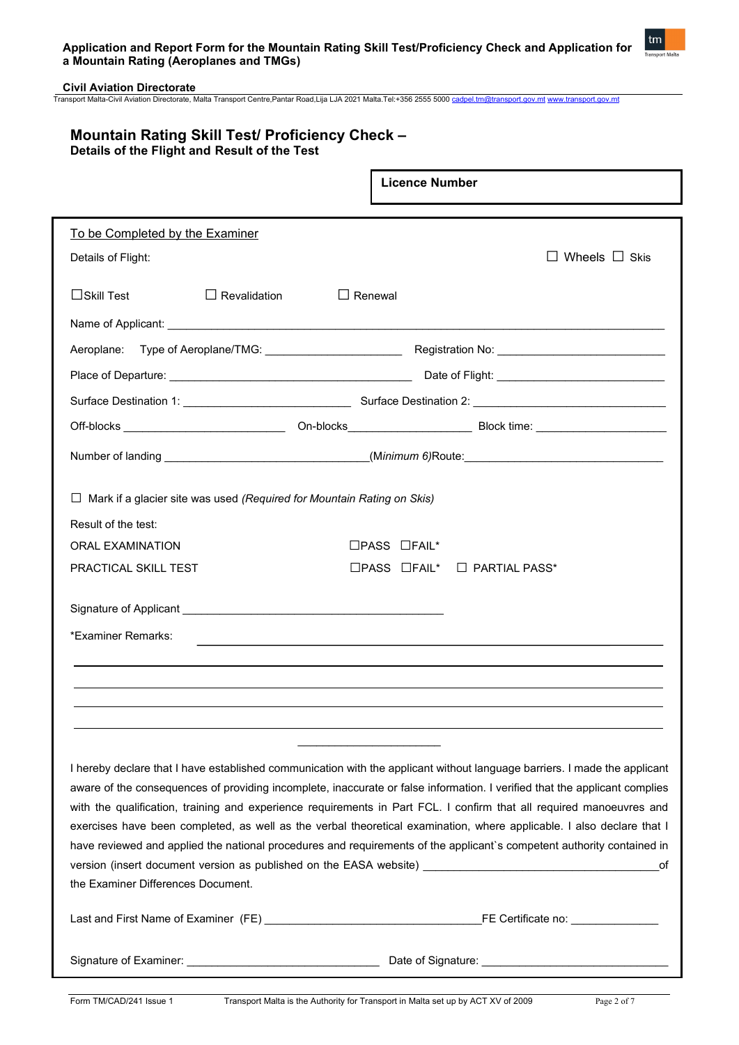# Mountain Rating Skill Test/ Proficiency Check –

## Details of the Flight and Result of the Test

**Licence Number**

To be Completed by the Examiner

Details of Flight: ☐ Wheels ☐ Skis

☐Skill Test ☐ Revalidation ☐ Renewal

Name of Applicant: ______________________________

Aeroplane: Type of Aeroplane/TMG: ____________________ Registration No: ____________________

Place of Departure: ______________________________ Date of Flight: ____________________

Surface Destination 1: ____________________ Surface Destination 2: ____________________

Off-blocks ____________________ On-blocks____________________ Block time: ____________________

Number of landing ____________________(*Minimum 6*)Route:____________________

☐ Mark if a glacier site was used *(Required for Mountain Rating on Skis)*

Result of the test:

ORAL EXAMINATION ☐PASS ☐FAIL*

PRACTICAL SKILL TEST ☐PASS ☐FAIL* ☐ PARTIAL PASS*

Signature of Applicant ______________________________

*Examiner Remarks: ______________________________

______________________________

______________________________

______________________________

______________________________

I hereby declare that I have established communication with the applicant without language barriers. I made the applicant aware of the consequences of providing incomplete, inaccurate or false information. I verified that the applicant complies with the qualification, training and experience requirements in Part FCL. I confirm that all required manoeuvres and exercises have been completed, as well as the verbal theoretical examination, where applicable. I also declare that I have reviewed and applied the national procedures and requirements of the applicant`s competent authority contained in version (insert document version as published on the EASA website) ______________________________of the Examiner Differences Document.

Last and First Name of Examiner (FE) ______________________________FE Certificate no: ____________

Signature of Examiner: ______________________________ Date of Signature: ______________________________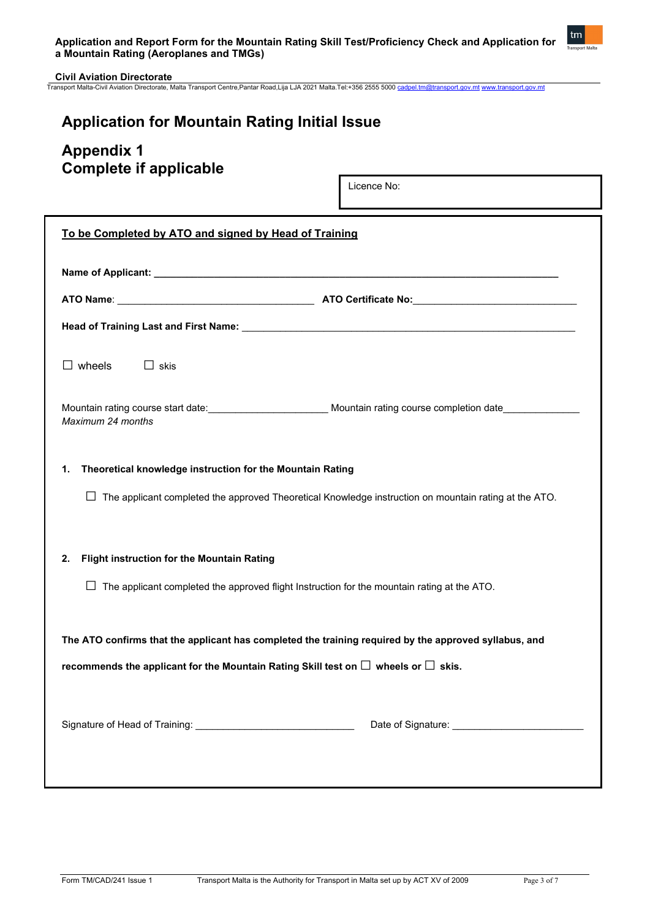# Application for Mountain Rating Initial Issue

## Appendix 1
## Complete if applicable

Licence No:

**To be Completed by ATO and signed by Head of Training**

**Name of Applicant:** ___________________________________________________________________________

**ATO Name**: ____________________________________ **ATO Certificate No:**______________________________

**Head of Training Last and First Name:** ______________________________________________________________

☐ wheels ☐ skis

Mountain rating course start date:______________________ Mountain rating course completion date______________

*Maximum 24 months*

**1. Theoretical knowledge instruction for the Mountain Rating**

☐ The applicant completed the approved Theoretical Knowledge instruction on mountain rating at the ATO.

**2. Flight instruction for the Mountain Rating**

☐ The applicant completed the approved flight Instruction for the mountain rating at the ATO.

**The ATO confirms that the applicant has completed the training required by the approved syllabus, and recommends the applicant for the Mountain Rating Skill test on ☐ wheels or ☐ skis.**

Signature of Head of Training: _____________________________ Date of Signature: ________________________

Form TM/CAD/241 Issue 1 Transport Malta is the Authority for Transport in Malta set up by ACT XV of 2009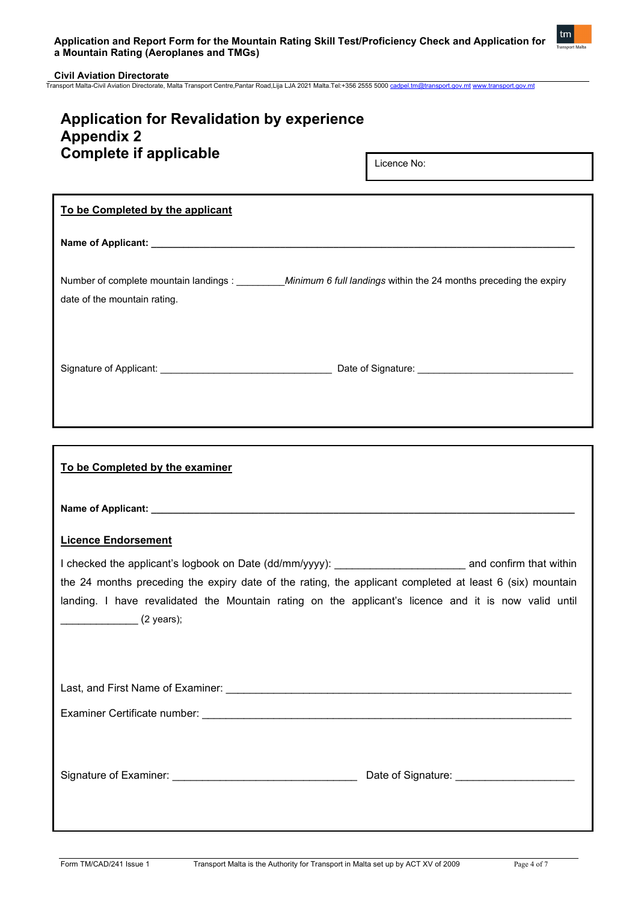# Application for Revalidation by experience
# Appendix 2
# Complete if applicable

Licence No:

**To be Completed by the applicant**

**Name of Applicant:** ______________________________________________

Number of complete mountain landings : _________*Minimum 6 full landings* within the 24 months preceding the expiry date of the mountain rating.

Signature of Applicant: ______________________________ Date of Signature: ____________________________

**To be Completed by the examiner**

**Name of Applicant:** ______________________________________________

**Licence Endorsement**

I checked the applicant's logbook on Date (dd/mm/yyyy): _____________________ and confirm that within the 24 months preceding the expiry date of the rating, the applicant completed at least 6 (six) mountain landing. I have revalidated the Mountain rating on the applicant's licence and it is now valid until _____________ (2 years);

Last, and First Name of Examiner: ____________________________________________

Examiner Certificate number: ____________________________________________

Signature of Examiner: ______________________________ Date of Signature: ___________________

Form TM/CAD/241 Issue 1 Transport Malta is the Authority for Transport in Malta set up by ACT XV of 2009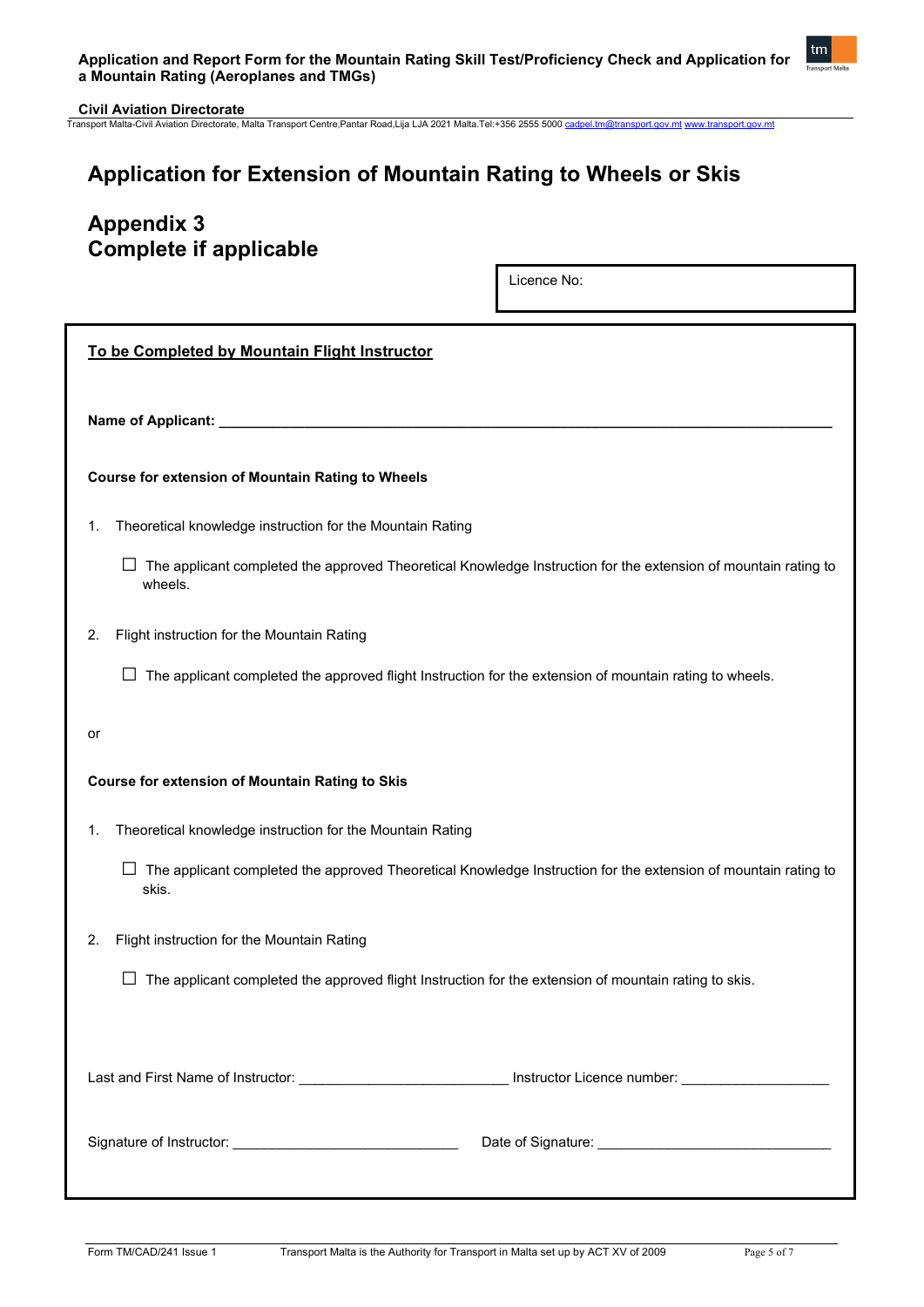# Application for Extension of Mountain Rating to Wheels or Skis

## Appendix 3
## Complete if applicable

| Licence No: |
|---|

**To be Completed by Mountain Flight Instructor**

**Name of Applicant:** ___________________________________________________________________________

**Course for extension of Mountain Rating to Wheels**

1. Theoretical knowledge instruction for the Mountain Rating

   ☐ The applicant completed the approved Theoretical Knowledge Instruction for the extension of mountain rating to wheels.

2. Flight instruction for the Mountain Rating

   ☐ The applicant completed the approved flight Instruction for the extension of mountain rating to wheels.

or

**Course for extension of Mountain Rating to Skis**

1. Theoretical knowledge instruction for the Mountain Rating

   ☐ The applicant completed the approved Theoretical Knowledge Instruction for the extension of mountain rating to skis.

2. Flight instruction for the Mountain Rating

   ☐ The applicant completed the approved flight Instruction for the extension of mountain rating to skis.

Last and First Name of Instructor: __________________________ Instructor Licence number: ___________________

Signature of Instructor: ____________________________ Date of Signature: ______________________________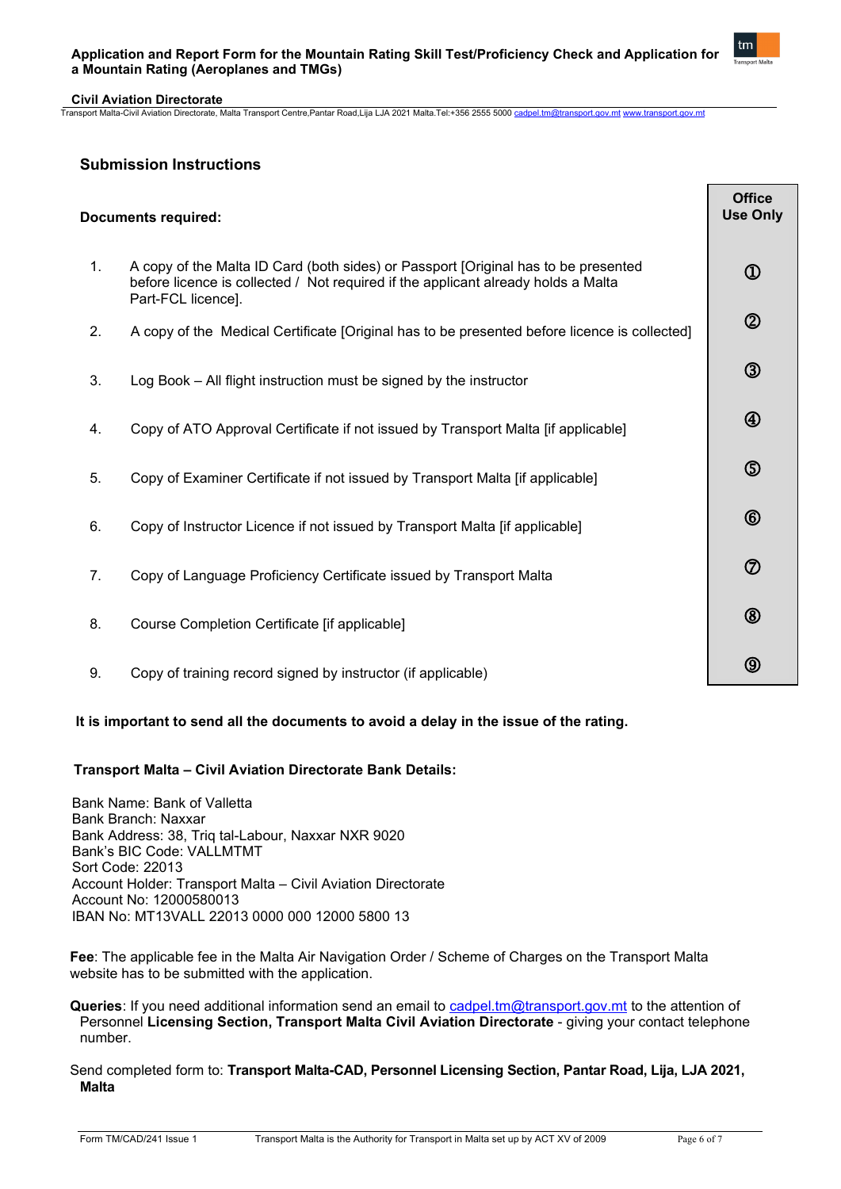## Submission Instructions

| **Documents required:** | **Office Use Only** |
|---|---|
| 1. A copy of the Malta ID Card (both sides) or Passport [Original has to be presented before licence is collected / Not required if the applicant already holds a Malta Part-FCL licence]. | ① |
| 2. A copy of the Medical Certificate [Original has to be presented before licence is collected] | ② |
| 3. Log Book – All flight instruction must be signed by the instructor | ③ |
| 4. Copy of ATO Approval Certificate if not issued by Transport Malta [if applicable] | ④ |
| 5. Copy of Examiner Certificate if not issued by Transport Malta [if applicable] | ⑤ |
| 6. Copy of Instructor Licence if not issued by Transport Malta [if applicable] | ⑥ |
| 7. Copy of Language Proficiency Certificate issued by Transport Malta | ⑦ |
| 8. Course Completion Certificate [if applicable] | ⑧ |
| 9. Copy of training record signed by instructor (if applicable) | ⑨ |

**It is important to send all the documents to avoid a delay in the issue of the rating.**

**Transport Malta – Civil Aviation Directorate Bank Details:**

Bank Name: Bank of Valletta
Bank Branch: Naxxar
Bank Address: 38, Triq tal-Labour, Naxxar NXR 9020
Bank's BIC Code: VALLMTMT
Sort Code: 22013
Account Holder: Transport Malta – Civil Aviation Directorate
Account No: 12000580013
IBAN No: MT13VALL 22013 0000 000 12000 5800 13

**Fee**: The applicable fee in the Malta Air Navigation Order / Scheme of Charges on the Transport Malta website has to be submitted with the application.

**Queries**: If you need additional information send an email to cadpel.tm@transport.gov.mt to the attention of Personnel **Licensing Section, Transport Malta Civil Aviation Directorate** - giving your contact telephone number.

Send completed form to: **Transport Malta-CAD, Personnel Licensing Section, Pantar Road, Lija, LJA 2021, Malta**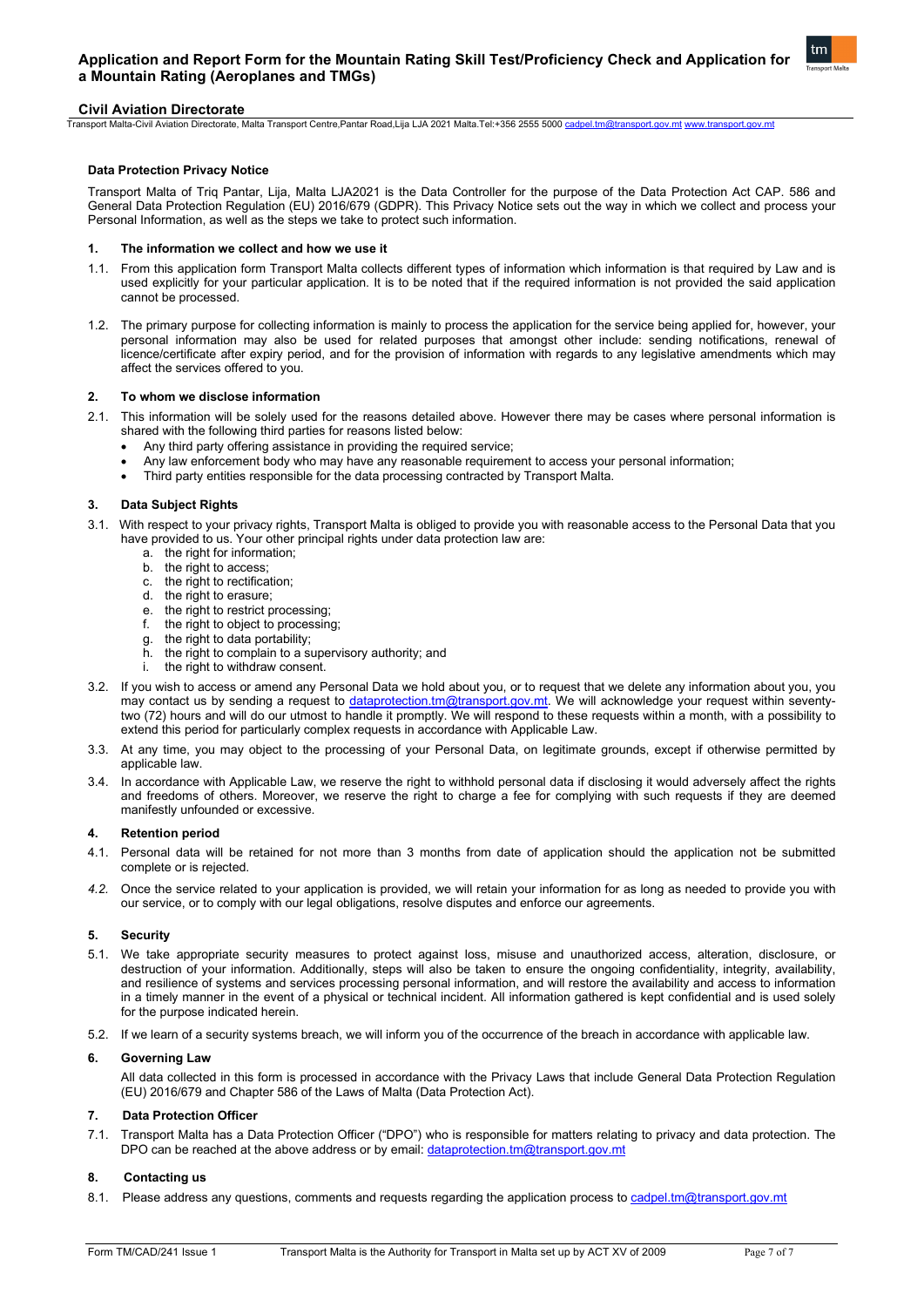## Data Protection Privacy Notice

Transport Malta of Triq Pantar, Lija, Malta LJA2021 is the Data Controller for the purpose of the Data Protection Act CAP. 586 and General Data Protection Regulation (EU) 2016/679 (GDPR). This Privacy Notice sets out the way in which we collect and process your Personal Information, as well as the steps we take to protect such information.

### 1. The information we collect and how we use it

1.1. From this application form Transport Malta collects different types of information which information is that required by Law and is used explicitly for your particular application. It is to be noted that if the required information is not provided the said application cannot be processed.

1.2. The primary purpose for collecting information is mainly to process the application for the service being applied for, however, your personal information may also be used for related purposes that amongst other include: sending notifications, renewal of licence/certificate after expiry period, and for the provision of information with regards to any legislative amendments which may affect the services offered to you.

### 2. To whom we disclose information

2.1. This information will be solely used for the reasons detailed above. However there may be cases where personal information is shared with the following third parties for reasons listed below:

- Any third party offering assistance in providing the required service;
- Any law enforcement body who may have any reasonable requirement to access your personal information;
- Third party entities responsible for the data processing contracted by Transport Malta.

### 3. Data Subject Rights

3.1. With respect to your privacy rights, Transport Malta is obliged to provide you with reasonable access to the Personal Data that you have provided to us. Your other principal rights under data protection law are:

a. the right for information;
b. the right to access;
c. the right to rectification;
d. the right to erasure;
e. the right to restrict processing;
f. the right to object to processing;
g. the right to data portability;
h. the right to complain to a supervisory authority; and
i. the right to withdraw consent.

3.2. If you wish to access or amend any Personal Data we hold about you, or to request that we delete any information about you, you may contact us by sending a request to dataprotection.tm@transport.gov.mt. We will acknowledge your request within seventy-two (72) hours and will do our utmost to handle it promptly. We will respond to these requests within a month, with a possibility to extend this period for particularly complex requests in accordance with Applicable Law.

3.3. At any time, you may object to the processing of your Personal Data, on legitimate grounds, except if otherwise permitted by applicable law.

3.4. In accordance with Applicable Law, we reserve the right to withhold personal data if disclosing it would adversely affect the rights and freedoms of others. Moreover, we reserve the right to charge a fee for complying with such requests if they are deemed manifestly unfounded or excessive.

### 4. Retention period

4.1. Personal data will be retained for not more than 3 months from date of application should the application not be submitted complete or is rejected.

*4.2.* Once the service related to your application is provided, we will retain your information for as long as needed to provide you with our service, or to comply with our legal obligations, resolve disputes and enforce our agreements.

### 5. Security

5.1. We take appropriate security measures to protect against loss, misuse and unauthorized access, alteration, disclosure, or destruction of your information. Additionally, steps will also be taken to ensure the ongoing confidentiality, integrity, availability, and resilience of systems and services processing personal information, and will restore the availability and access to information in a timely manner in the event of a physical or technical incident. All information gathered is kept confidential and is used solely for the purpose indicated herein.

5.2. If we learn of a security systems breach, we will inform you of the occurrence of the breach in accordance with applicable law.

### 6. Governing Law

All data collected in this form is processed in accordance with the Privacy Laws that include General Data Protection Regulation (EU) 2016/679 and Chapter 586 of the Laws of Malta (Data Protection Act).

### 7. Data Protection Officer

7.1. Transport Malta has a Data Protection Officer ("DPO") who is responsible for matters relating to privacy and data protection. The DPO can be reached at the above address or by email: dataprotection.tm@transport.gov.mt

### 8. Contacting us

8.1. Please address any questions, comments and requests regarding the application process to cadpel.tm@transport.gov.mt